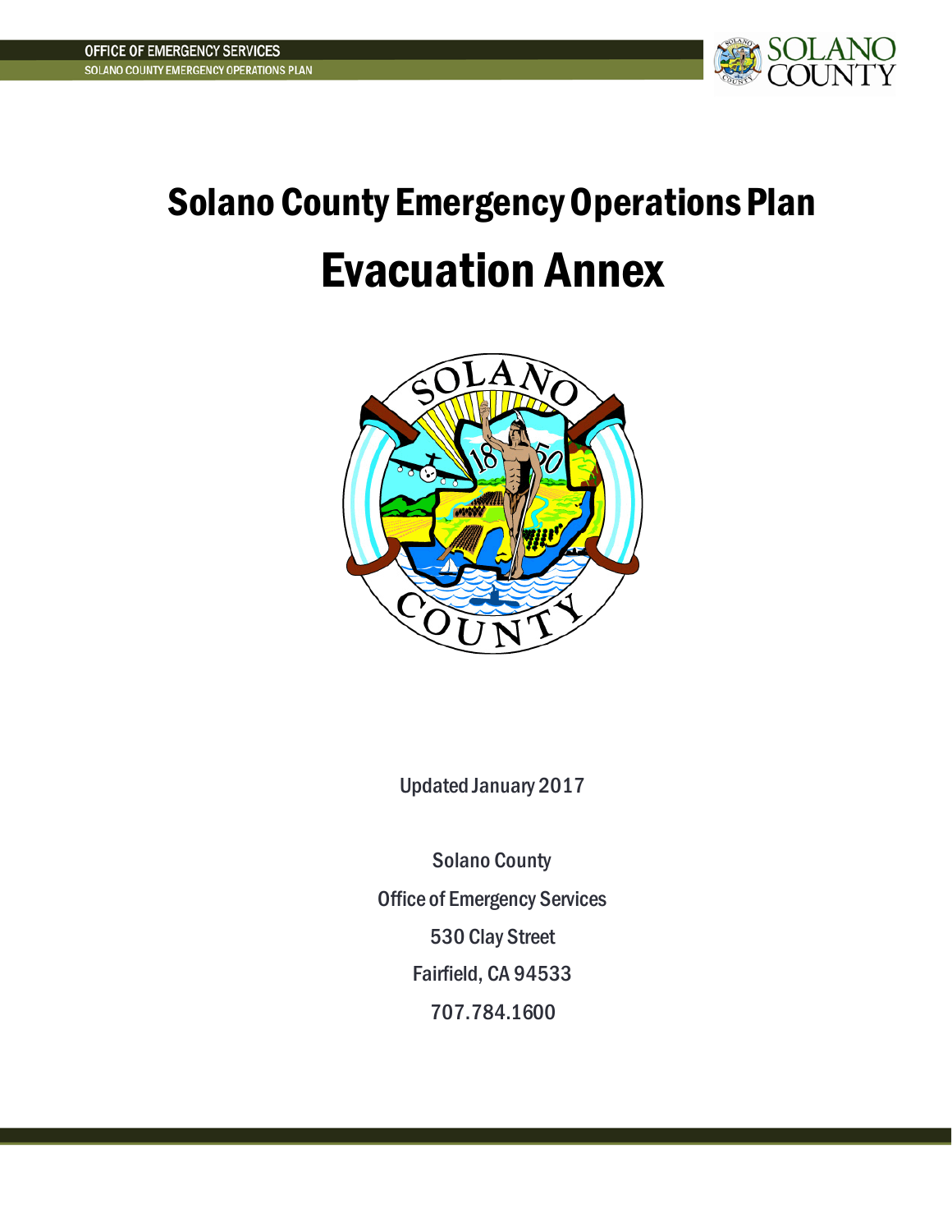# Solano County Emergency Operations Plan

# Evacuation Annex

Updated January 2017

Solano County

Office of Emergency Services

530 Clay Street

Fairfield, CA 94533

707.784.1600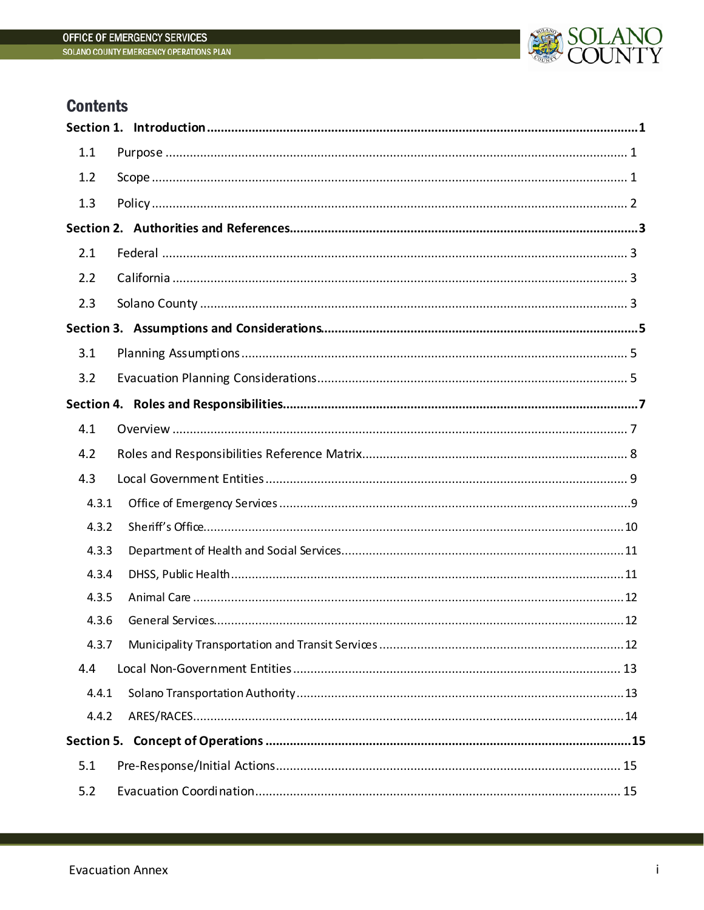# Contents

**Section 1. Introduction ........ 1**

- 1.1 Purpose ........ 1
- 1.2 Scope ........ 1
- 1.3 Policy ........ 2

**Section 2. Authorities and References ........ 3**

- 2.1 Federal ........ 3
- 2.2 California ........ 3
- 2.3 Solano County ........ 3

**Section 3. Assumptions and Considerations ........ 5**

- 3.1 Planning Assumptions ........ 5
- 3.2 Evacuation Planning Considerations ........ 5

**Section 4. Roles and Responsibilities ........ 7**

- 4.1 Overview ........ 7
- 4.2 Roles and Responsibilities Reference Matrix ........ 8
- 4.3 Local Government Entities ........ 9
  - 4.3.1 Office of Emergency Services ........ 9
  - 4.3.2 Sheriff's Office ........ 10
  - 4.3.3 Department of Health and Social Services ........ 11
  - 4.3.4 DHSS, Public Health ........ 11
  - 4.3.5 Animal Care ........ 12
  - 4.3.6 General Services ........ 12
  - 4.3.7 Municipality Transportation and Transit Services ........ 12
- 4.4 Local Non-Government Entities ........ 13
  - 4.4.1 Solano Transportation Authority ........ 13
  - 4.4.2 ARES/RACES ........ 14

**Section 5. Concept of Operations ........ 15**

- 5.1 Pre-Response/Initial Actions ........ 15
- 5.2 Evacuation Coordination ........ 15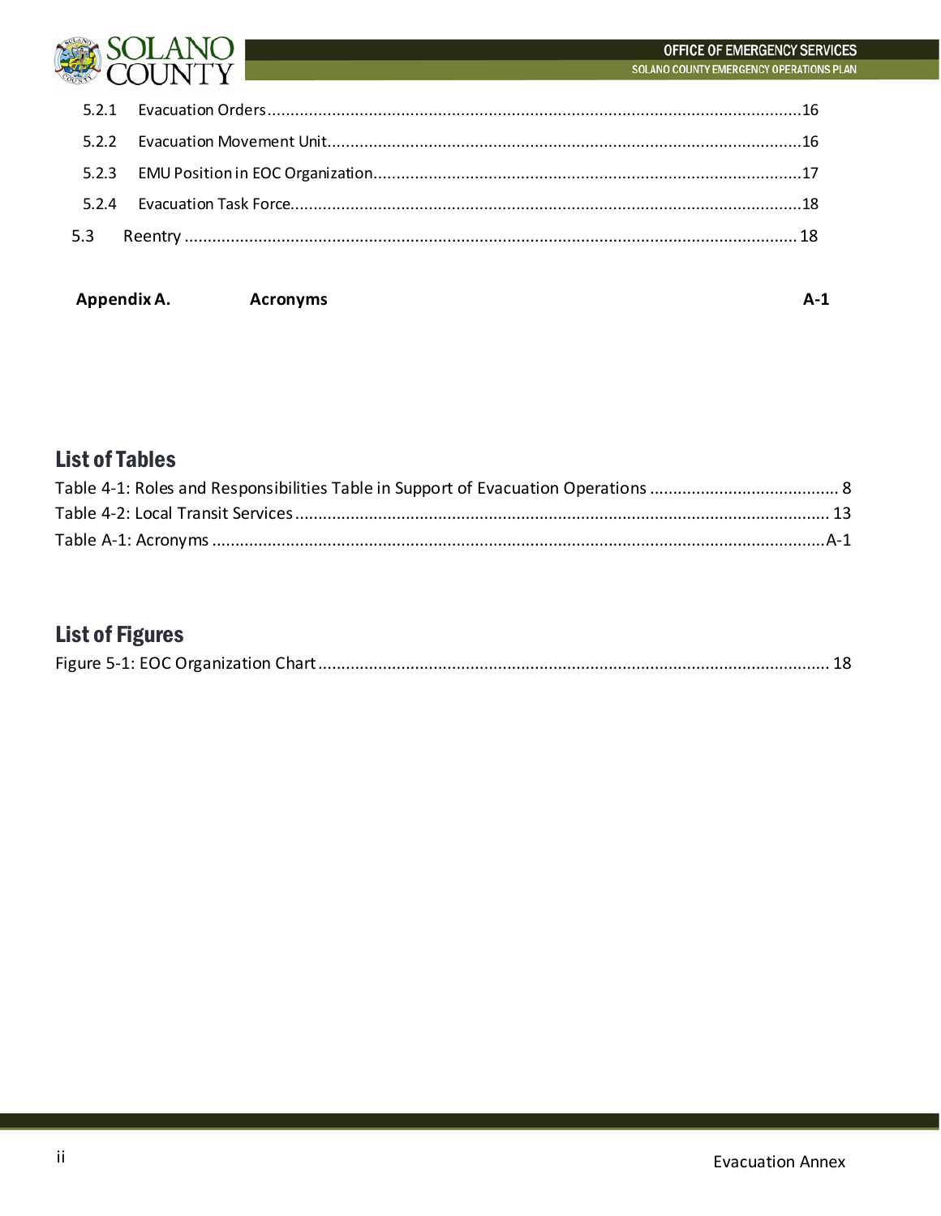5.2.1 Evacuation Orders....................................................................................................................16

5.2.2 Evacuation Movement Unit......................................................................................................16

5.2.3 EMU Position in EOC Organization............................................................................................17

5.2.4 Evacuation Task Force...............................................................................................................18

5.3 Reentry .................................................................................................................................... 18

**Appendix A. Acronyms A-1**

## List of Tables

Table 4-1: Roles and Responsibilities Table in Support of Evacuation Operations ......................................... 8

Table 4-2: Local Transit Services ................................................................................................................... 13

Table A-1: Acronyms .....................................................................................................................................A-1

## List of Figures

Figure 5-1: EOC Organization Chart .............................................................................................................. 18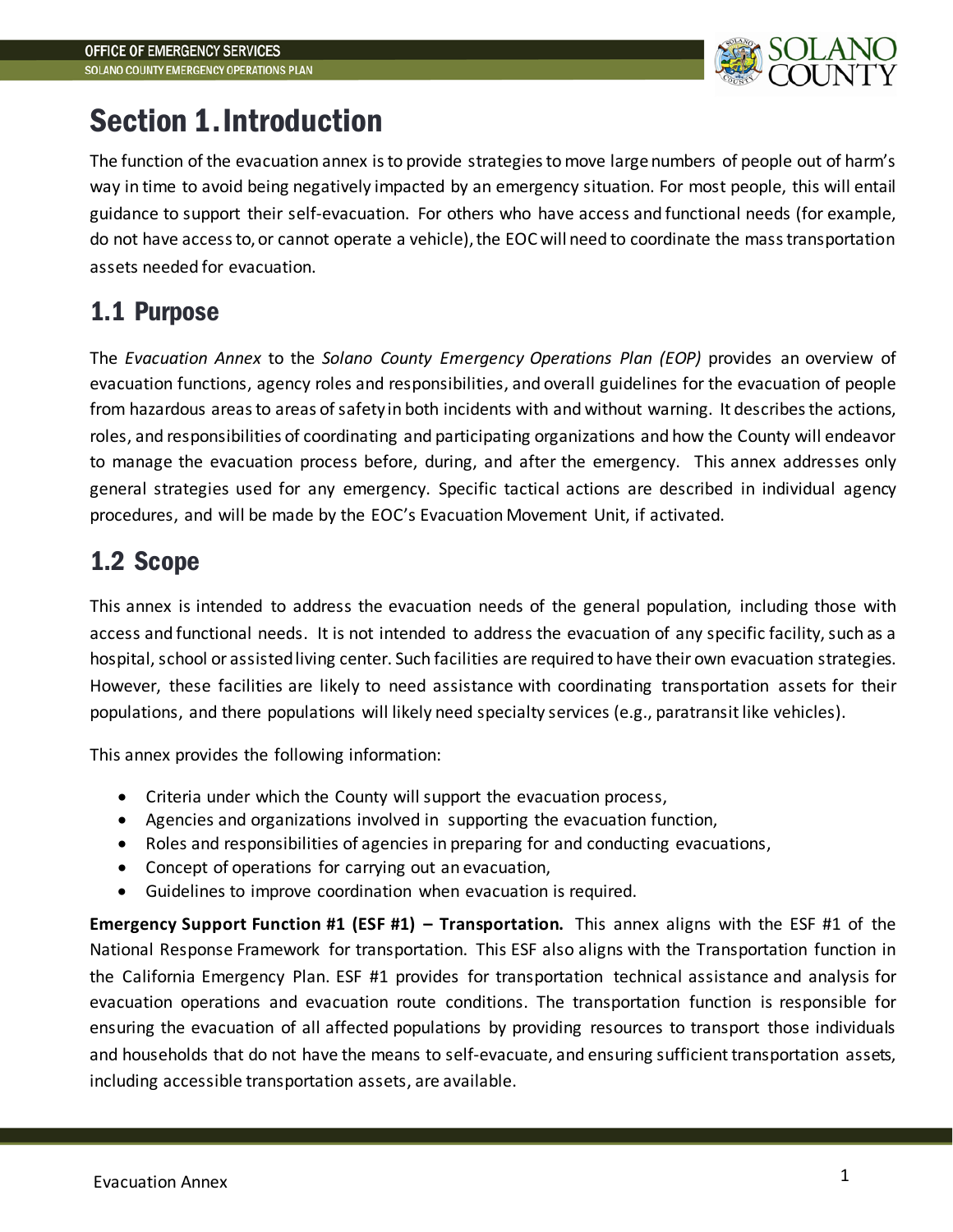# Section 1. Introduction

The function of the evacuation annex is to provide strategies to move large numbers of people out of harm's way in time to avoid being negatively impacted by an emergency situation. For most people, this will entail guidance to support their self-evacuation. For others who have access and functional needs (for example, do not have access to, or cannot operate a vehicle), the EOC will need to coordinate the mass transportation assets needed for evacuation.

## 1.1 Purpose

The *Evacuation Annex* to the *Solano County Emergency Operations Plan (EOP)* provides an overview of evacuation functions, agency roles and responsibilities, and overall guidelines for the evacuation of people from hazardous areas to areas of safety in both incidents with and without warning. It describes the actions, roles, and responsibilities of coordinating and participating organizations and how the County will endeavor to manage the evacuation process before, during, and after the emergency. This annex addresses only general strategies used for any emergency. Specific tactical actions are described in individual agency procedures, and will be made by the EOC's Evacuation Movement Unit, if activated.

## 1.2 Scope

This annex is intended to address the evacuation needs of the general population, including those with access and functional needs. It is not intended to address the evacuation of any specific facility, such as a hospital, school or assisted living center. Such facilities are required to have their own evacuation strategies. However, these facilities are likely to need assistance with coordinating transportation assets for their populations, and there populations will likely need specialty services (e.g., paratransit like vehicles).

This annex provides the following information:

- Criteria under which the County will support the evacuation process,
- Agencies and organizations involved in supporting the evacuation function,
- Roles and responsibilities of agencies in preparing for and conducting evacuations,
- Concept of operations for carrying out an evacuation,
- Guidelines to improve coordination when evacuation is required.

**Emergency Support Function #1 (ESF #1) – Transportation.** This annex aligns with the ESF #1 of the National Response Framework for transportation. This ESF also aligns with the Transportation function in the California Emergency Plan. ESF #1 provides for transportation technical assistance and analysis for evacuation operations and evacuation route conditions. The transportation function is responsible for ensuring the evacuation of all affected populations by providing resources to transport those individuals and households that do not have the means to self-evacuate, and ensuring sufficient transportation assets, including accessible transportation assets, are available.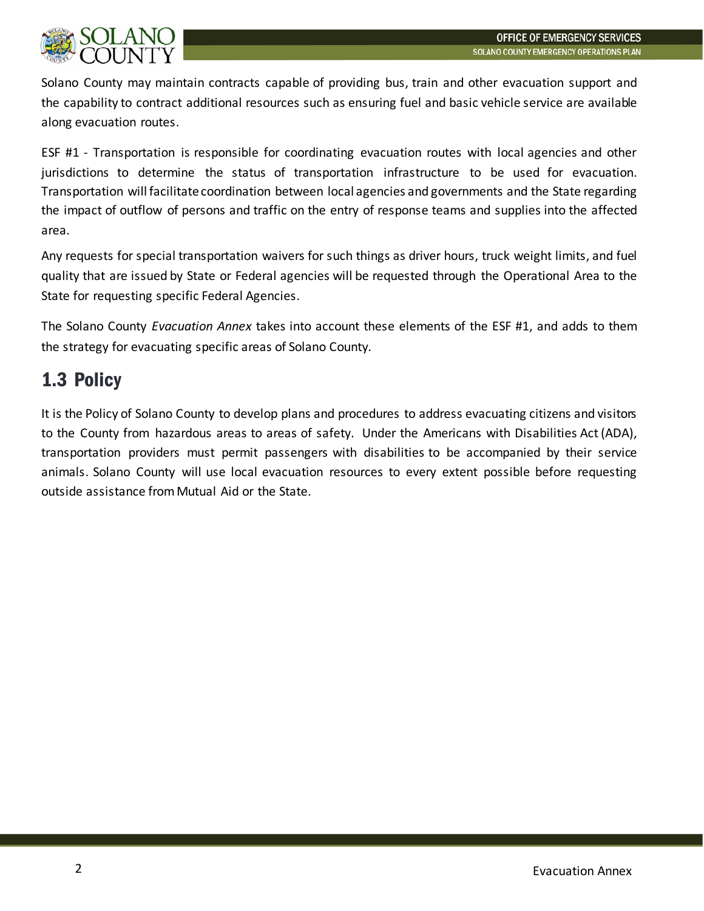Solano County may maintain contracts capable of providing bus, train and other evacuation support and the capability to contract additional resources such as ensuring fuel and basic vehicle service are available along evacuation routes.

ESF #1 - Transportation is responsible for coordinating evacuation routes with local agencies and other jurisdictions to determine the status of transportation infrastructure to be used for evacuation. Transportation will facilitate coordination between local agencies and governments and the State regarding the impact of outflow of persons and traffic on the entry of response teams and supplies into the affected area.

Any requests for special transportation waivers for such things as driver hours, truck weight limits, and fuel quality that are issued by State or Federal agencies will be requested through the Operational Area to the State for requesting specific Federal Agencies.

The Solano County *Evacuation Annex* takes into account these elements of the ESF #1, and adds to them the strategy for evacuating specific areas of Solano County.

## 1.3 Policy

It is the Policy of Solano County to develop plans and procedures to address evacuating citizens and visitors to the County from hazardous areas to areas of safety. Under the Americans with Disabilities Act (ADA), transportation providers must permit passengers with disabilities to be accompanied by their service animals. Solano County will use local evacuation resources to every extent possible before requesting outside assistance from Mutual Aid or the State.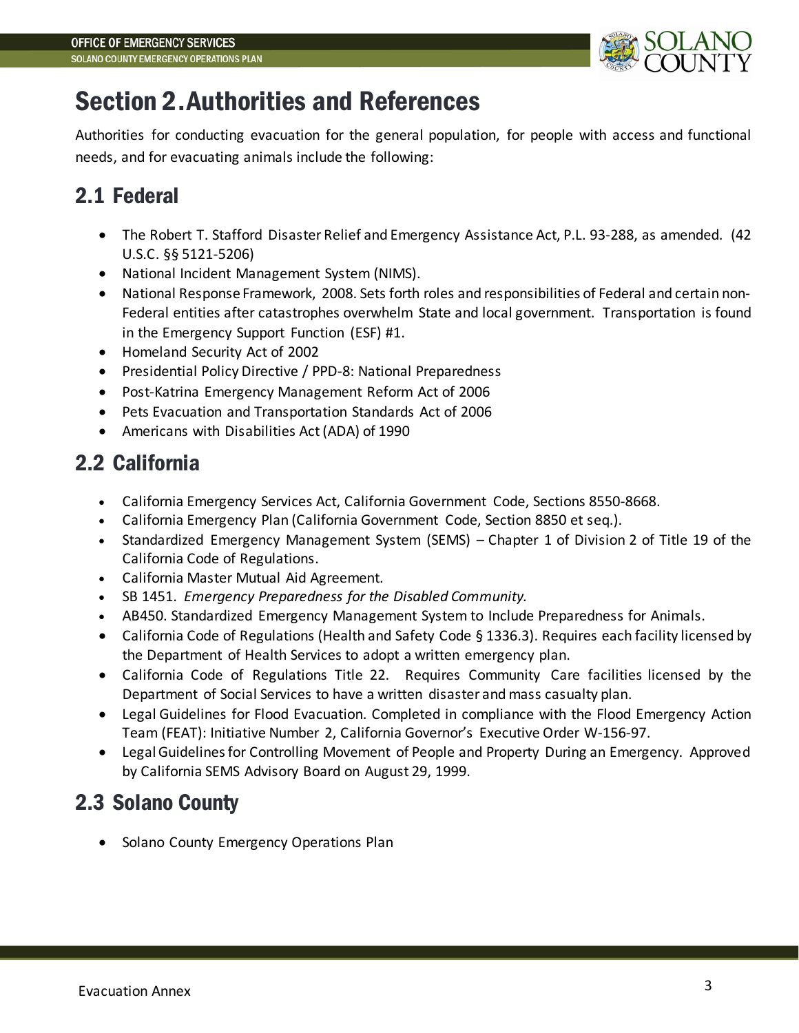# Section 2. Authorities and References

Authorities for conducting evacuation for the general population, for people with access and functional needs, and for evacuating animals include the following:

## 2.1 Federal

- The Robert T. Stafford Disaster Relief and Emergency Assistance Act, P.L. 93-288, as amended. (42 U.S.C. §§ 5121-5206)
- National Incident Management System (NIMS).
- National Response Framework, 2008. Sets forth roles and responsibilities of Federal and certain non-Federal entities after catastrophes overwhelm State and local government. Transportation is found in the Emergency Support Function (ESF) #1.
- Homeland Security Act of 2002
- Presidential Policy Directive / PPD-8: National Preparedness
- Post-Katrina Emergency Management Reform Act of 2006
- Pets Evacuation and Transportation Standards Act of 2006
- Americans with Disabilities Act (ADA) of 1990

## 2.2 California

- California Emergency Services Act, California Government Code, Sections 8550-8668.
- California Emergency Plan (California Government Code, Section 8850 et seq.).
- Standardized Emergency Management System (SEMS) – Chapter 1 of Division 2 of Title 19 of the California Code of Regulations.
- California Master Mutual Aid Agreement.
- SB 1451. *Emergency Preparedness for the Disabled Community.*
- AB450. Standardized Emergency Management System to Include Preparedness for Animals.
- California Code of Regulations (Health and Safety Code § 1336.3). Requires each facility licensed by the Department of Health Services to adopt a written emergency plan.
- California Code of Regulations Title 22. Requires Community Care facilities licensed by the Department of Social Services to have a written disaster and mass casualty plan.
- Legal Guidelines for Flood Evacuation. Completed in compliance with the Flood Emergency Action Team (FEAT): Initiative Number 2, California Governor's Executive Order W-156-97.
- Legal Guidelines for Controlling Movement of People and Property During an Emergency. Approved by California SEMS Advisory Board on August 29, 1999.

## 2.3 Solano County

- Solano County Emergency Operations Plan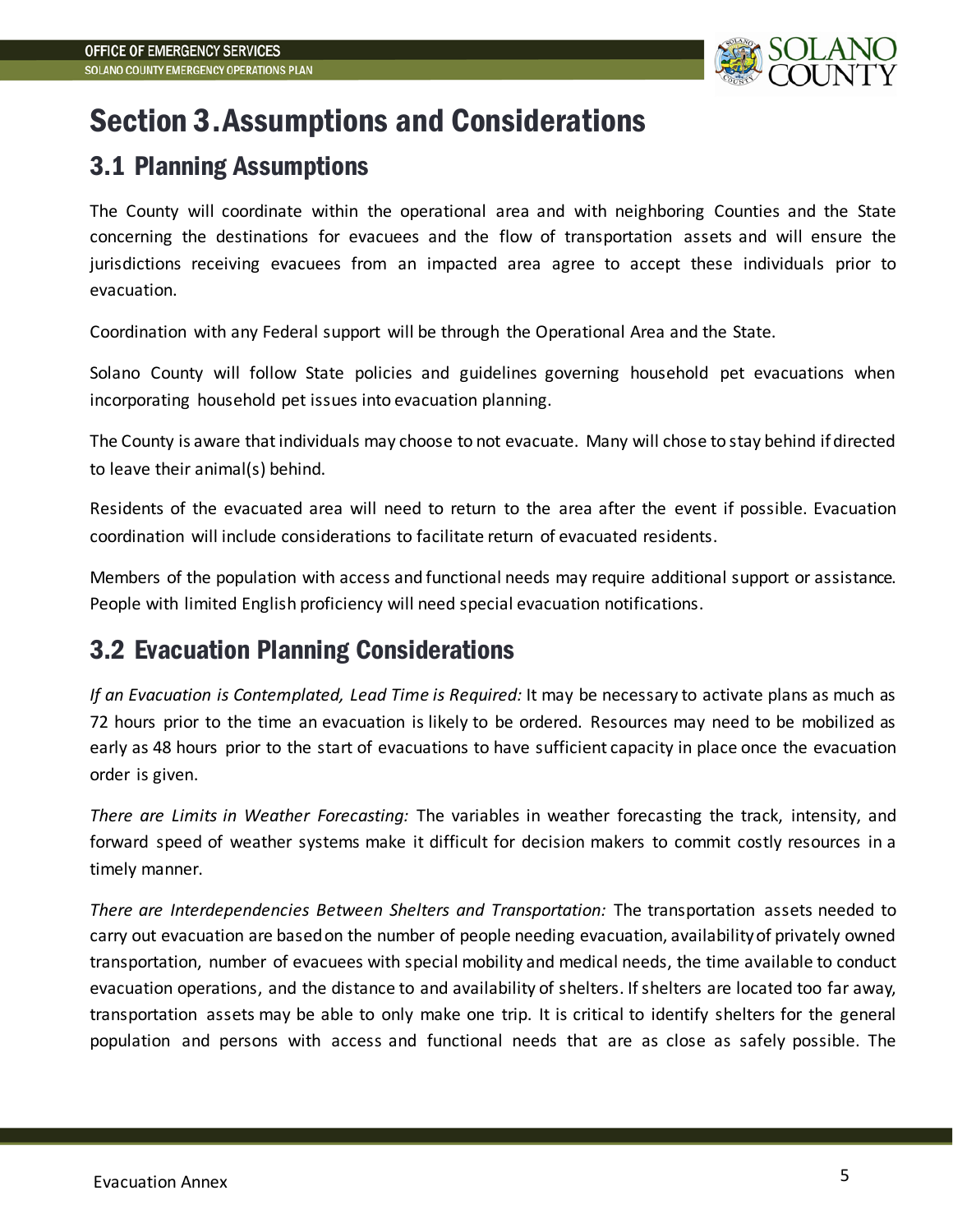# Section 3. Assumptions and Considerations

## 3.1 Planning Assumptions

The County will coordinate within the operational area and with neighboring Counties and the State concerning the destinations for evacuees and the flow of transportation assets and will ensure the jurisdictions receiving evacuees from an impacted area agree to accept these individuals prior to evacuation.

Coordination with any Federal support will be through the Operational Area and the State.

Solano County will follow State policies and guidelines governing household pet evacuations when incorporating household pet issues into evacuation planning.

The County is aware that individuals may choose to not evacuate. Many will chose to stay behind if directed to leave their animal(s) behind.

Residents of the evacuated area will need to return to the area after the event if possible. Evacuation coordination will include considerations to facilitate return of evacuated residents.

Members of the population with access and functional needs may require additional support or assistance. People with limited English proficiency will need special evacuation notifications.

## 3.2 Evacuation Planning Considerations

*If an Evacuation is Contemplated, Lead Time is Required:* It may be necessary to activate plans as much as 72 hours prior to the time an evacuation is likely to be ordered. Resources may need to be mobilized as early as 48 hours prior to the start of evacuations to have sufficient capacity in place once the evacuation order is given.

*There are Limits in Weather Forecasting:* The variables in weather forecasting the track, intensity, and forward speed of weather systems make it difficult for decision makers to commit costly resources in a timely manner.

*There are Interdependencies Between Shelters and Transportation:* The transportation assets needed to carry out evacuation are based on the number of people needing evacuation, availability of privately owned transportation, number of evacuees with special mobility and medical needs, the time available to conduct evacuation operations, and the distance to and availability of shelters. If shelters are located too far away, transportation assets may be able to only make one trip. It is critical to identify shelters for the general population and persons with access and functional needs that are as close as safely possible. The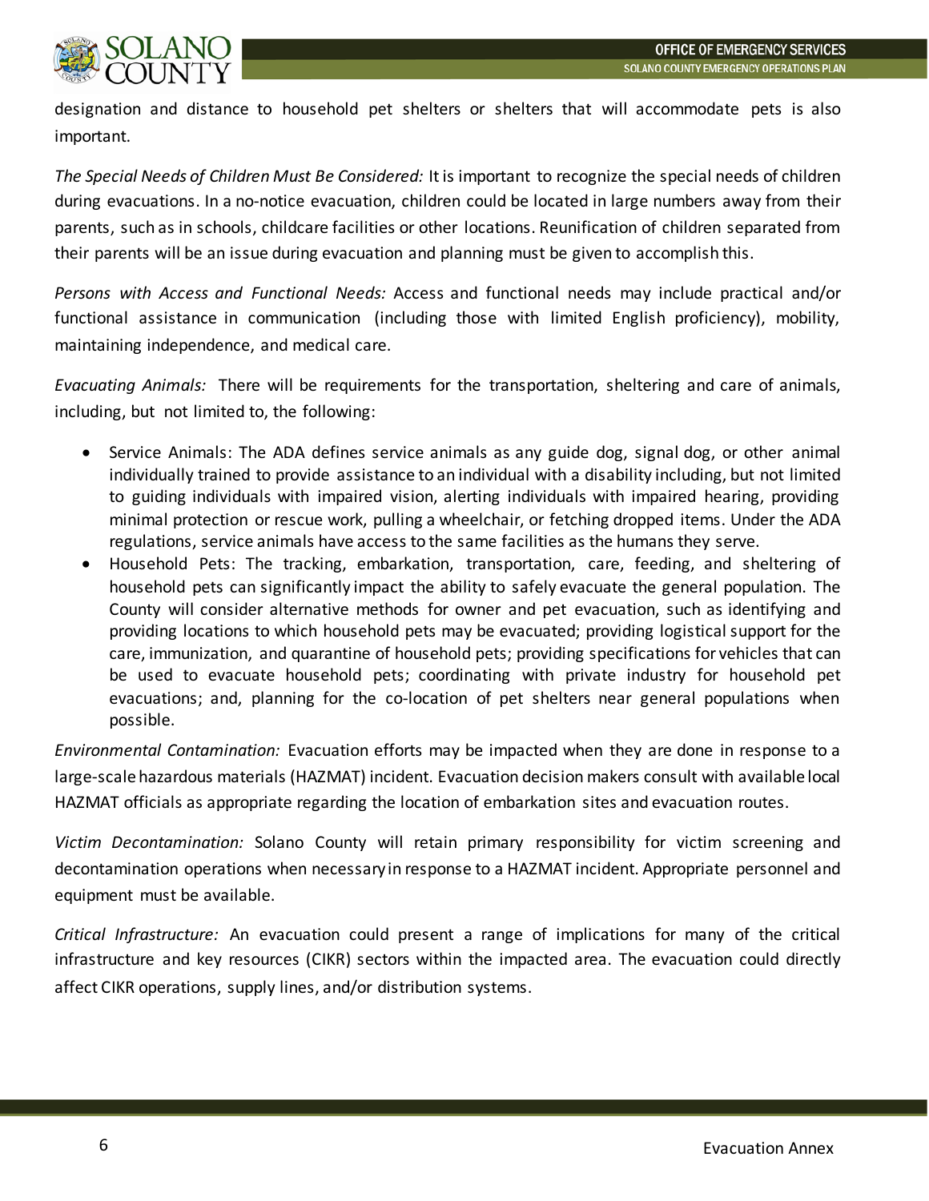designation and distance to household pet shelters or shelters that will accommodate pets is also important.

*The Special Needs of Children Must Be Considered:* It is important to recognize the special needs of children during evacuations. In a no-notice evacuation, children could be located in large numbers away from their parents, such as in schools, childcare facilities or other locations. Reunification of children separated from their parents will be an issue during evacuation and planning must be given to accomplish this.

*Persons with Access and Functional Needs:* Access and functional needs may include practical and/or functional assistance in communication (including those with limited English proficiency), mobility, maintaining independence, and medical care.

*Evacuating Animals:* There will be requirements for the transportation, sheltering and care of animals, including, but not limited to, the following:

- Service Animals: The ADA defines service animals as any guide dog, signal dog, or other animal individually trained to provide assistance to an individual with a disability including, but not limited to guiding individuals with impaired vision, alerting individuals with impaired hearing, providing minimal protection or rescue work, pulling a wheelchair, or fetching dropped items. Under the ADA regulations, service animals have access to the same facilities as the humans they serve.
- Household Pets: The tracking, embarkation, transportation, care, feeding, and sheltering of household pets can significantly impact the ability to safely evacuate the general population. The County will consider alternative methods for owner and pet evacuation, such as identifying and providing locations to which household pets may be evacuated; providing logistical support for the care, immunization, and quarantine of household pets; providing specifications for vehicles that can be used to evacuate household pets; coordinating with private industry for household pet evacuations; and, planning for the co-location of pet shelters near general populations when possible.

*Environmental Contamination:* Evacuation efforts may be impacted when they are done in response to a large-scale hazardous materials (HAZMAT) incident. Evacuation decision makers consult with available local HAZMAT officials as appropriate regarding the location of embarkation sites and evacuation routes.

*Victim Decontamination:* Solano County will retain primary responsibility for victim screening and decontamination operations when necessary in response to a HAZMAT incident. Appropriate personnel and equipment must be available.

*Critical Infrastructure:* An evacuation could present a range of implications for many of the critical infrastructure and key resources (CIKR) sectors within the impacted area. The evacuation could directly affect CIKR operations, supply lines, and/or distribution systems.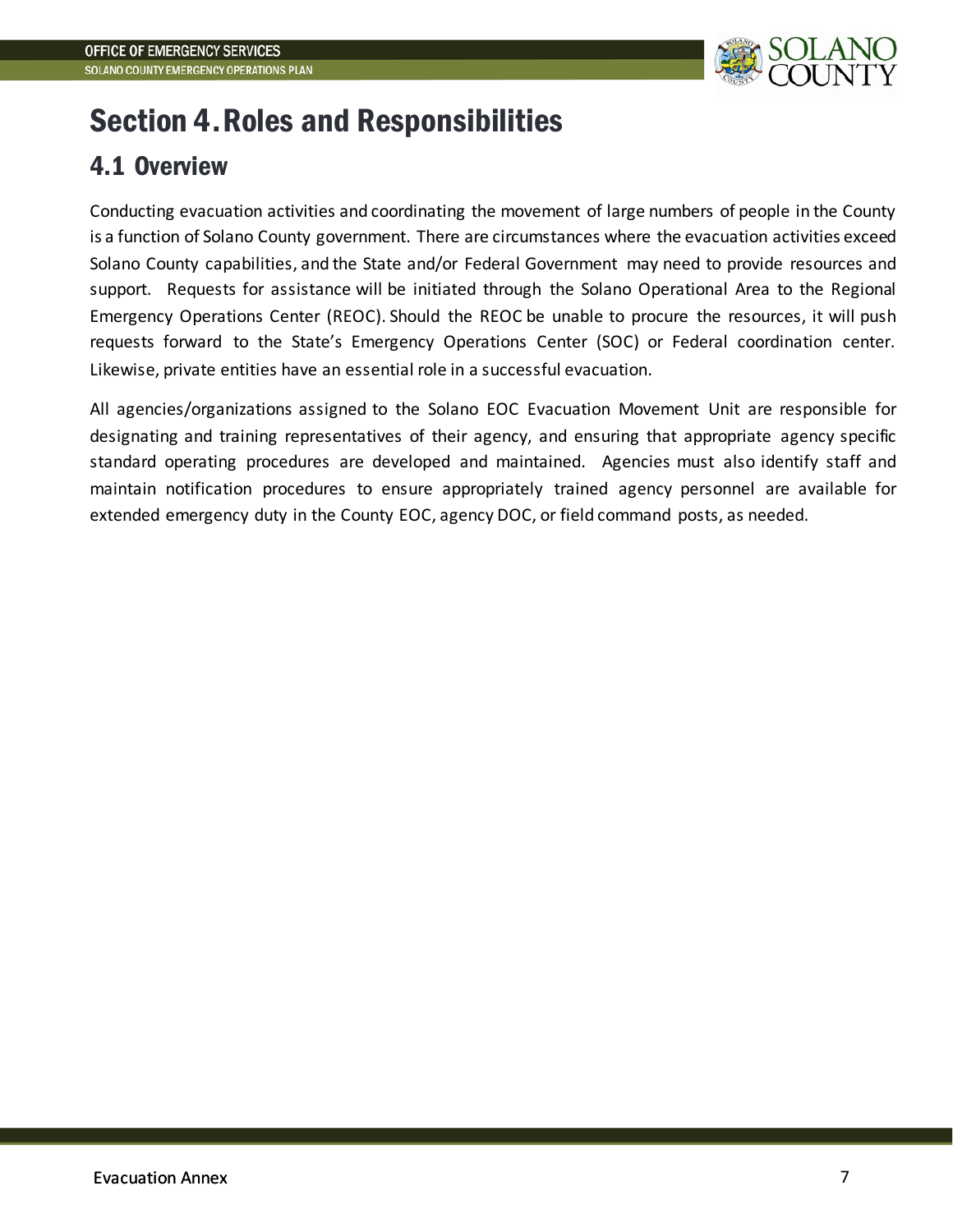# Section 4. Roles and Responsibilities

## 4.1 Overview

Conducting evacuation activities and coordinating the movement of large numbers of people in the County is a function of Solano County government. There are circumstances where the evacuation activities exceed Solano County capabilities, and the State and/or Federal Government may need to provide resources and support. Requests for assistance will be initiated through the Solano Operational Area to the Regional Emergency Operations Center (REOC). Should the REOC be unable to procure the resources, it will push requests forward to the State's Emergency Operations Center (SOC) or Federal coordination center. Likewise, private entities have an essential role in a successful evacuation.

All agencies/organizations assigned to the Solano EOC Evacuation Movement Unit are responsible for designating and training representatives of their agency, and ensuring that appropriate agency specific standard operating procedures are developed and maintained. Agencies must also identify staff and maintain notification procedures to ensure appropriately trained agency personnel are available for extended emergency duty in the County EOC, agency DOC, or field command posts, as needed.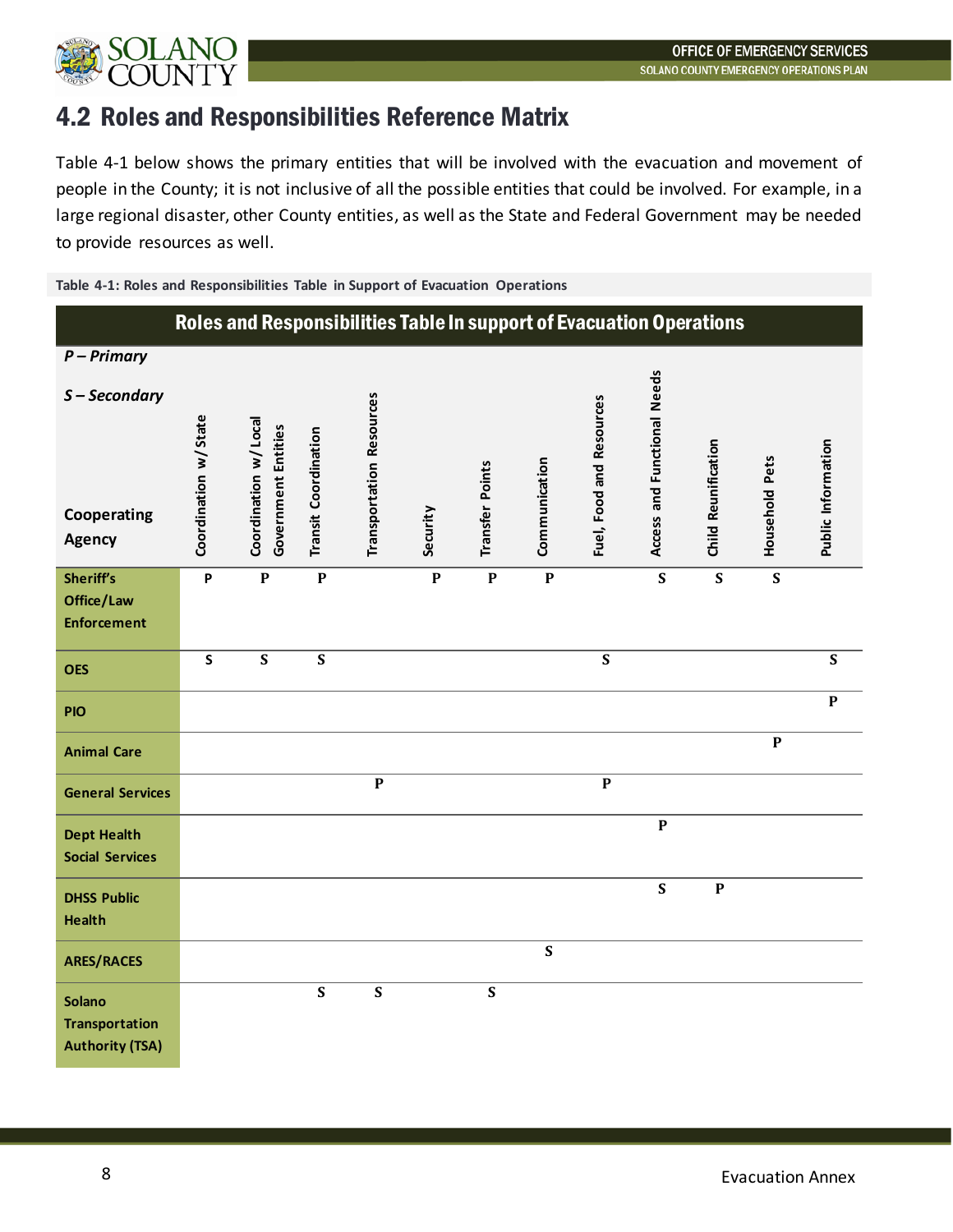## 4.2 Roles and Responsibilities Reference Matrix

Table 4-1 below shows the primary entities that will be involved with the evacuation and movement of people in the County; it is not inclusive of all the possible entities that could be involved. For example, in a large regional disaster, other County entities, as well as the State and Federal Government may be needed to provide resources as well.

**Table 4-1: Roles and Responsibilities Table in Support of Evacuation Operations**

**Roles and Responsibilities Table In support of Evacuation Operations**

*P – Primary*

*S – Secondary*

| Cooperating Agency | Coordination w/State | Coordination w/Local Government Entities | Transit Coordination | Transportation Resources | Security | Transfer Points | Communication | Fuel, Food and Resources | Access and Functional Needs | Child Reunification | Household Pets | Public Information |
|---|---|---|---|---|---|---|---|---|---|---|---|---|
| Sheriff's Office/Law Enforcement | P | P | P | | P | P | P | | S | S | S | |
| OES | S | S | S | | | | | S | | | | S |
| PIO | | | | | | | | | | | | P |
| Animal Care | | | | | | | | | | | P | |
| General Services | | | | P | | | | P | | | | |
| Dept Health Social Services | | | | | | | | | P | | | |
| DHSS Public Health | | | | | | | | | S | P | | |
| ARES/RACES | | | | | | | S | | | | | |
| Solano Transportation Authority (TSA) | | | S | S | | S | | | | | | |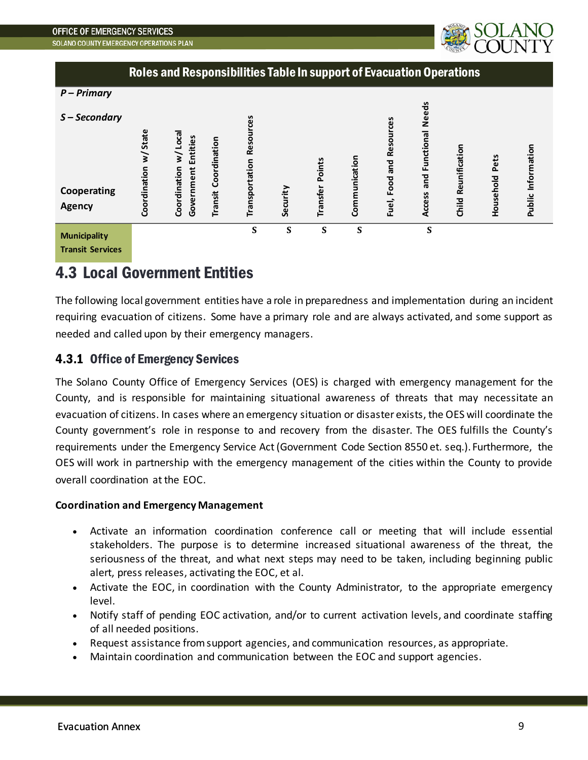**Roles and Responsibilities Table In support of Evacuation Operations**

*P – Primary*

*S – Secondary*

| Cooperating Agency | Coordination w/State | Coordination w/Local Government Entities | Transit Coordination | Transportation Resources | Security | Transfer Points | Communication | Fuel, Food and Resources | Access and Functional Needs | Child Reunification | Household Pets | Public Information |
|---|---|---|---|---|---|---|---|---|---|---|---|---|
| **Municipality Transit Services** | | | | S | S | S | S | | S | | | |

## 4.3 Local Government Entities

The following local government entities have a role in preparedness and implementation during an incident requiring evacuation of citizens. Some have a primary role and are always activated, and some support as needed and called upon by their emergency managers.

### 4.3.1 Office of Emergency Services

The Solano County Office of Emergency Services (OES) is charged with emergency management for the County, and is responsible for maintaining situational awareness of threats that may necessitate an evacuation of citizens. In cases where an emergency situation or disaster exists, the OES will coordinate the County government's role in response to and recovery from the disaster. The OES fulfills the County's requirements under the Emergency Service Act (Government Code Section 8550 et. seq.). Furthermore, the OES will work in partnership with the emergency management of the cities within the County to provide overall coordination at the EOC.

**Coordination and Emergency Management**

- Activate an information coordination conference call or meeting that will include essential stakeholders. The purpose is to determine increased situational awareness of the threat, the seriousness of the threat, and what next steps may need to be taken, including beginning public alert, press releases, activating the EOC, et al.
- Activate the EOC, in coordination with the County Administrator, to the appropriate emergency level.
- Notify staff of pending EOC activation, and/or to current activation levels, and coordinate staffing of all needed positions.
- Request assistance from support agencies, and communication resources, as appropriate.
- Maintain coordination and communication between the EOC and support agencies.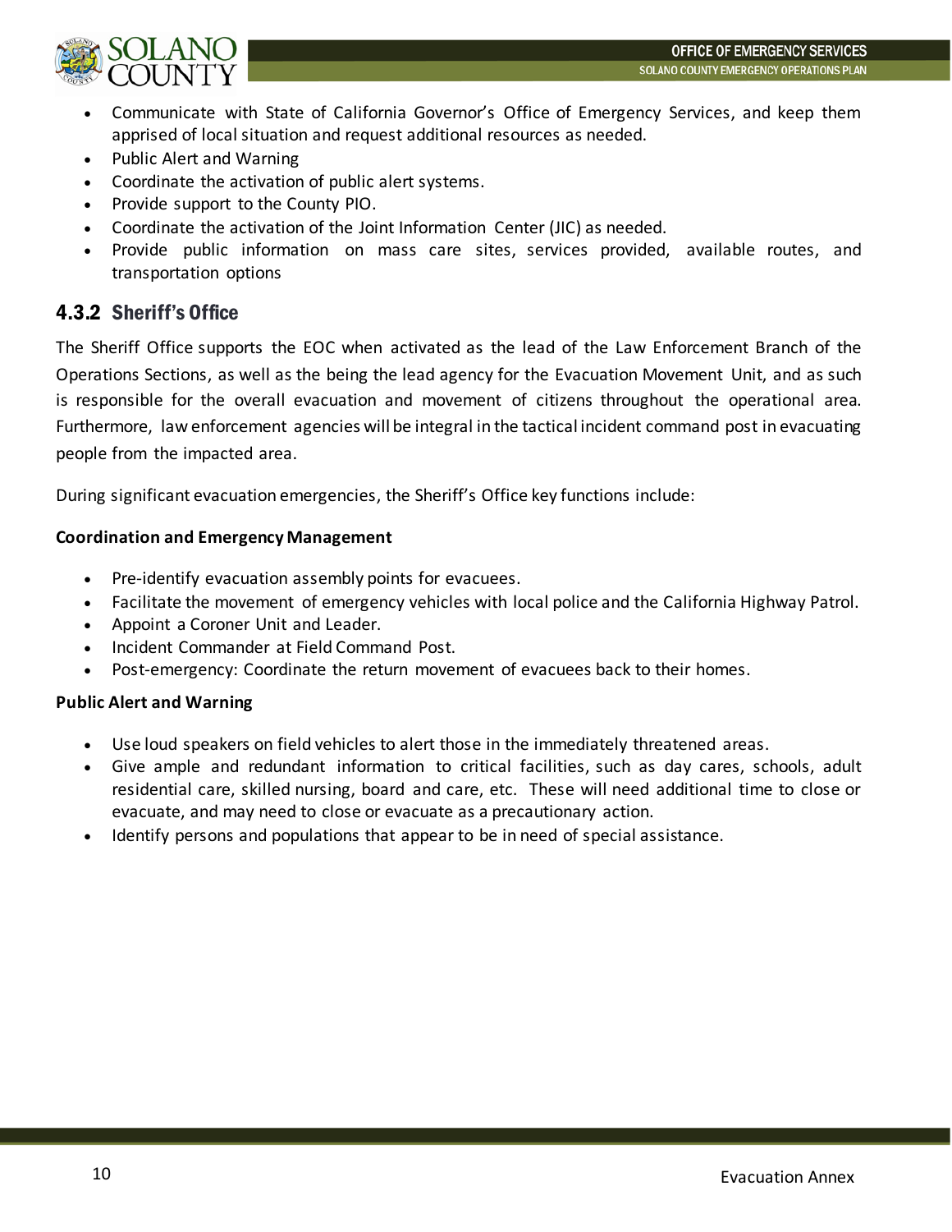- Communicate with State of California Governor's Office of Emergency Services, and keep them apprised of local situation and request additional resources as needed.
- Public Alert and Warning
- Coordinate the activation of public alert systems.
- Provide support to the County PIO.
- Coordinate the activation of the Joint Information Center (JIC) as needed.
- Provide public information on mass care sites, services provided, available routes, and transportation options

### 4.3.2 Sheriff's Office

The Sheriff Office supports the EOC when activated as the lead of the Law Enforcement Branch of the Operations Sections, as well as the being the lead agency for the Evacuation Movement Unit, and as such is responsible for the overall evacuation and movement of citizens throughout the operational area. Furthermore, law enforcement agencies will be integral in the tactical incident command post in evacuating people from the impacted area.

During significant evacuation emergencies, the Sheriff's Office key functions include:

**Coordination and Emergency Management**

- Pre-identify evacuation assembly points for evacuees.
- Facilitate the movement of emergency vehicles with local police and the California Highway Patrol.
- Appoint a Coroner Unit and Leader.
- Incident Commander at Field Command Post.
- Post-emergency: Coordinate the return movement of evacuees back to their homes.

**Public Alert and Warning**

- Use loud speakers on field vehicles to alert those in the immediately threatened areas.
- Give ample and redundant information to critical facilities, such as day cares, schools, adult residential care, skilled nursing, board and care, etc. These will need additional time to close or evacuate, and may need to close or evacuate as a precautionary action.
- Identify persons and populations that appear to be in need of special assistance.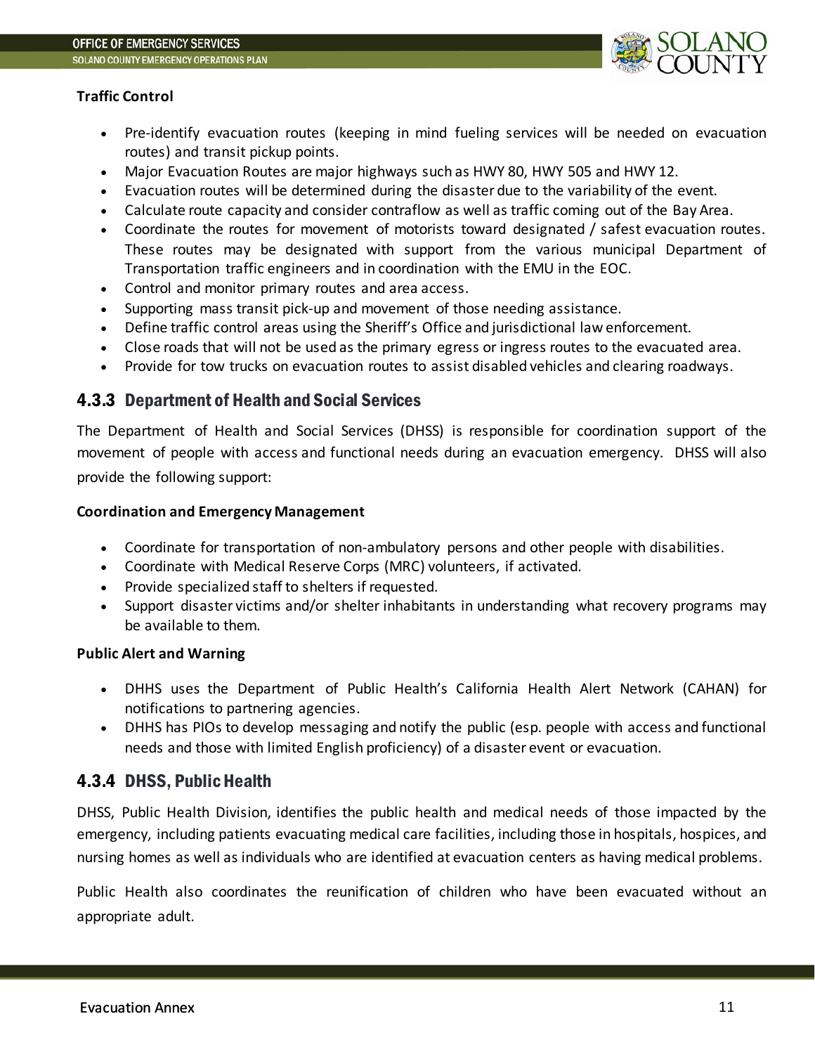**Traffic Control**

- Pre-identify evacuation routes (keeping in mind fueling services will be needed on evacuation routes) and transit pickup points.
- Major Evacuation Routes are major highways such as HWY 80, HWY 505 and HWY 12.
- Evacuation routes will be determined during the disaster due to the variability of the event.
- Calculate route capacity and consider contraflow as well as traffic coming out of the Bay Area.
- Coordinate the routes for movement of motorists toward designated / safest evacuation routes. These routes may be designated with support from the various municipal Department of Transportation traffic engineers and in coordination with the EMU in the EOC.
- Control and monitor primary routes and area access.
- Supporting mass transit pick-up and movement of those needing assistance.
- Define traffic control areas using the Sheriff's Office and jurisdictional law enforcement.
- Close roads that will not be used as the primary egress or ingress routes to the evacuated area.
- Provide for tow trucks on evacuation routes to assist disabled vehicles and clearing roadways.

## 4.3.3 Department of Health and Social Services

The Department of Health and Social Services (DHSS) is responsible for coordination support of the movement of people with access and functional needs during an evacuation emergency. DHSS will also provide the following support:

**Coordination and Emergency Management**

- Coordinate for transportation of non-ambulatory persons and other people with disabilities.
- Coordinate with Medical Reserve Corps (MRC) volunteers, if activated.
- Provide specialized staff to shelters if requested.
- Support disaster victims and/or shelter inhabitants in understanding what recovery programs may be available to them.

**Public Alert and Warning**

- DHHS uses the Department of Public Health's California Health Alert Network (CAHAN) for notifications to partnering agencies.
- DHHS has PIOs to develop messaging and notify the public (esp. people with access and functional needs and those with limited English proficiency) of a disaster event or evacuation.

## 4.3.4 DHSS, Public Health

DHSS, Public Health Division, identifies the public health and medical needs of those impacted by the emergency, including patients evacuating medical care facilities, including those in hospitals, hospices, and nursing homes as well as individuals who are identified at evacuation centers as having medical problems.

Public Health also coordinates the reunification of children who have been evacuated without an appropriate adult.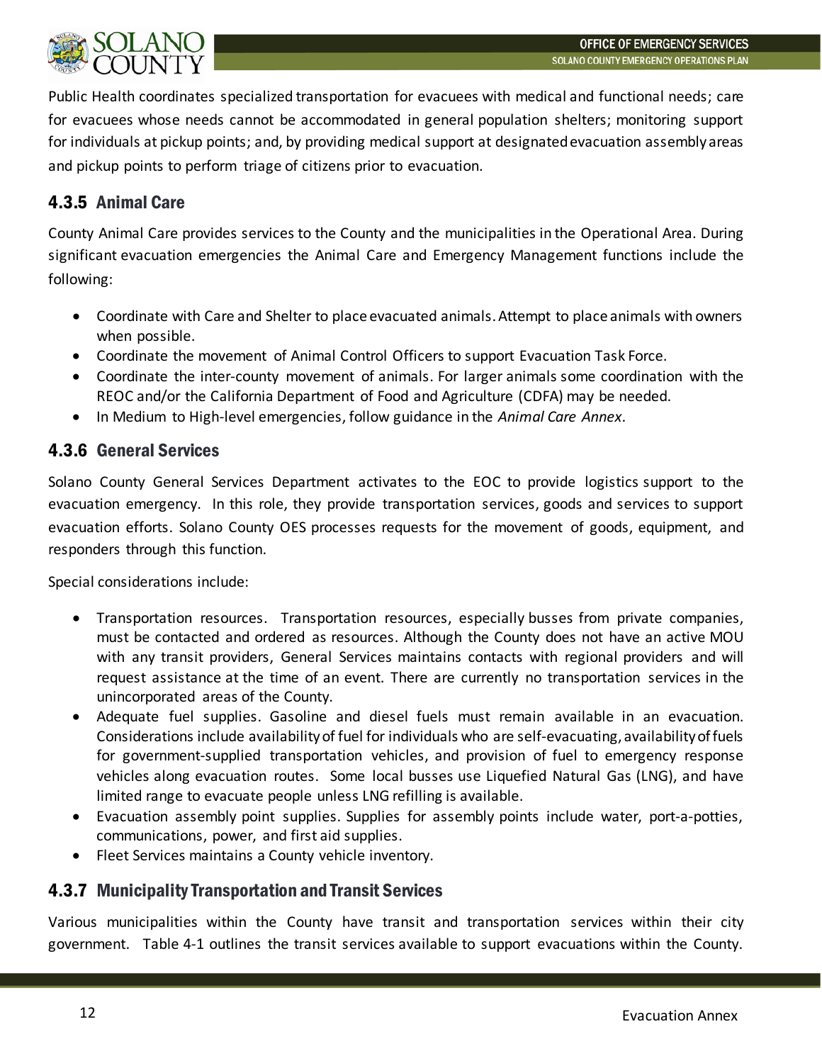Public Health coordinates specialized transportation for evacuees with medical and functional needs; care for evacuees whose needs cannot be accommodated in general population shelters; monitoring support for individuals at pickup points; and, by providing medical support at designated evacuation assembly areas and pickup points to perform triage of citizens prior to evacuation.

### 4.3.5 Animal Care

County Animal Care provides services to the County and the municipalities in the Operational Area. During significant evacuation emergencies the Animal Care and Emergency Management functions include the following:

- Coordinate with Care and Shelter to place evacuated animals. Attempt to place animals with owners when possible.
- Coordinate the movement of Animal Control Officers to support Evacuation Task Force.
- Coordinate the inter-county movement of animals. For larger animals some coordination with the REOC and/or the California Department of Food and Agriculture (CDFA) may be needed.
- In Medium to High-level emergencies, follow guidance in the *Animal Care Annex*.

### 4.3.6 General Services

Solano County General Services Department activates to the EOC to provide logistics support to the evacuation emergency. In this role, they provide transportation services, goods and services to support evacuation efforts. Solano County OES processes requests for the movement of goods, equipment, and responders through this function.

Special considerations include:

- Transportation resources. Transportation resources, especially busses from private companies, must be contacted and ordered as resources. Although the County does not have an active MOU with any transit providers, General Services maintains contacts with regional providers and will request assistance at the time of an event. There are currently no transportation services in the unincorporated areas of the County.
- Adequate fuel supplies. Gasoline and diesel fuels must remain available in an evacuation. Considerations include availability of fuel for individuals who are self-evacuating, availability of fuels for government-supplied transportation vehicles, and provision of fuel to emergency response vehicles along evacuation routes. Some local busses use Liquefied Natural Gas (LNG), and have limited range to evacuate people unless LNG refilling is available.
- Evacuation assembly point supplies. Supplies for assembly points include water, port-a-potties, communications, power, and first aid supplies.
- Fleet Services maintains a County vehicle inventory.

### 4.3.7 Municipality Transportation and Transit Services

Various municipalities within the County have transit and transportation services within their city government. Table 4-1 outlines the transit services available to support evacuations within the County.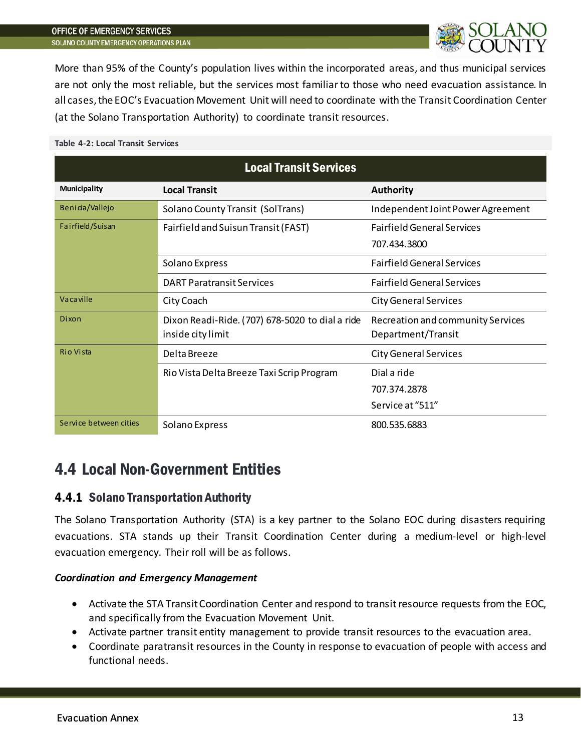More than 95% of the County's population lives within the incorporated areas, and thus municipal services are not only the most reliable, but the services most familiar to those who need evacuation assistance. In all cases, the EOC's Evacuation Movement Unit will need to coordinate with the Transit Coordination Center (at the Solano Transportation Authority) to coordinate transit resources.

**Table 4-2: Local Transit Services**

| Local Transit Services | | |
|---|---|---|
| **Municipality** | **Local Transit** | **Authority** |
| Benicia/Vallejo | Solano County Transit (SolTrans) | Independent Joint Power Agreement |
| Fairfield/Suisun | Fairfield and Suisun Transit (FAST) | Fairfield General Services 707.434.3800 |
| | Solano Express | Fairfield General Services |
| | DART Paratransit Services | Fairfield General Services |
| Vacaville | City Coach | City General Services |
| Dixon | Dixon Readi-Ride. (707) 678-5020 to dial a ride inside city limit | Recreation and community Services Department/Transit |
| Rio Vista | Delta Breeze | City General Services |
| | Rio Vista Delta Breeze Taxi Scrip Program | Dial a ride 707.374.2878 Service at "511" |
| Service between cities | Solano Express | 800.535.6883 |

## 4.4 Local Non-Government Entities

### 4.4.1 Solano Transportation Authority

The Solano Transportation Authority (STA) is a key partner to the Solano EOC during disasters requiring evacuations. STA stands up their Transit Coordination Center during a medium-level or high-level evacuation emergency. Their roll will be as follows.

***Coordination and Emergency Management***

- Activate the STA Transit Coordination Center and respond to transit resource requests from the EOC, and specifically from the Evacuation Movement Unit.
- Activate partner transit entity management to provide transit resources to the evacuation area.
- Coordinate paratransit resources in the County in response to evacuation of people with access and functional needs.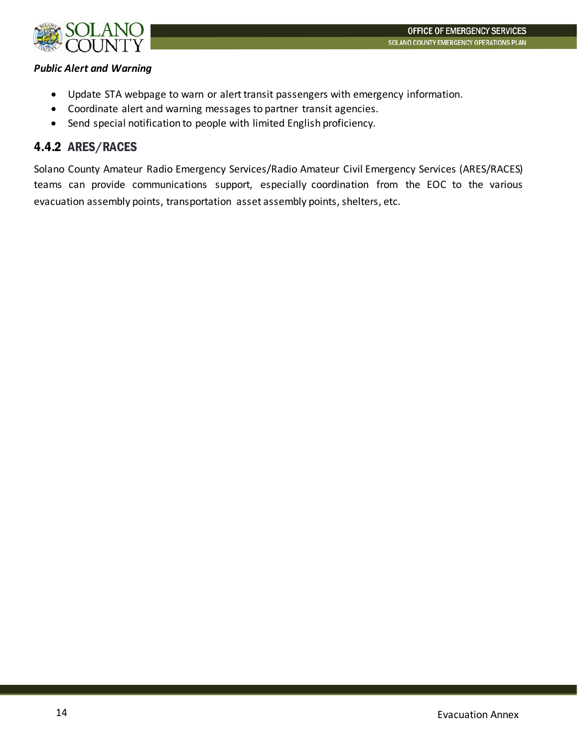***Public Alert and Warning***

- Update STA webpage to warn or alert transit passengers with emergency information.
- Coordinate alert and warning messages to partner transit agencies.
- Send special notification to people with limited English proficiency.

### 4.4.2 ARES/RACES

Solano County Amateur Radio Emergency Services/Radio Amateur Civil Emergency Services (ARES/RACES) teams can provide communications support, especially coordination from the EOC to the various evacuation assembly points, transportation asset assembly points, shelters, etc.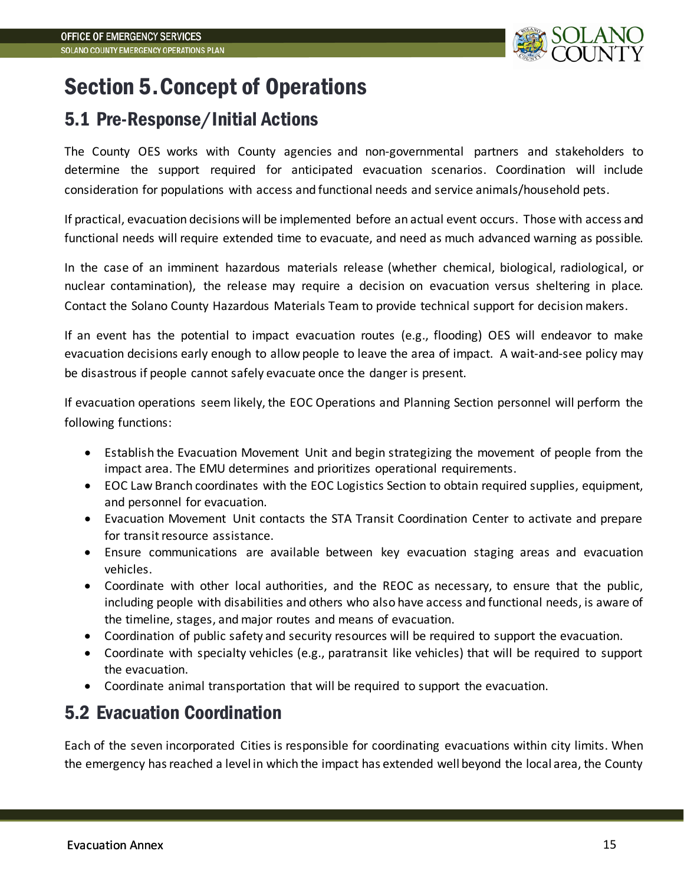# Section 5. Concept of Operations

## 5.1 Pre-Response/Initial Actions

The County OES works with County agencies and non-governmental partners and stakeholders to determine the support required for anticipated evacuation scenarios. Coordination will include consideration for populations with access and functional needs and service animals/household pets.

If practical, evacuation decisions will be implemented before an actual event occurs. Those with access and functional needs will require extended time to evacuate, and need as much advanced warning as possible.

In the case of an imminent hazardous materials release (whether chemical, biological, radiological, or nuclear contamination), the release may require a decision on evacuation versus sheltering in place. Contact the Solano County Hazardous Materials Team to provide technical support for decision makers.

If an event has the potential to impact evacuation routes (e.g., flooding) OES will endeavor to make evacuation decisions early enough to allow people to leave the area of impact. A wait-and-see policy may be disastrous if people cannot safely evacuate once the danger is present.

If evacuation operations seem likely, the EOC Operations and Planning Section personnel will perform the following functions:

- Establish the Evacuation Movement Unit and begin strategizing the movement of people from the impact area. The EMU determines and prioritizes operational requirements.
- EOC Law Branch coordinates with the EOC Logistics Section to obtain required supplies, equipment, and personnel for evacuation.
- Evacuation Movement Unit contacts the STA Transit Coordination Center to activate and prepare for transit resource assistance.
- Ensure communications are available between key evacuation staging areas and evacuation vehicles.
- Coordinate with other local authorities, and the REOC as necessary, to ensure that the public, including people with disabilities and others who also have access and functional needs, is aware of the timeline, stages, and major routes and means of evacuation.
- Coordination of public safety and security resources will be required to support the evacuation.
- Coordinate with specialty vehicles (e.g., paratransit like vehicles) that will be required to support the evacuation.
- Coordinate animal transportation that will be required to support the evacuation.

## 5.2 Evacuation Coordination

Each of the seven incorporated Cities is responsible for coordinating evacuations within city limits. When the emergency has reached a level in which the impact has extended well beyond the local area, the County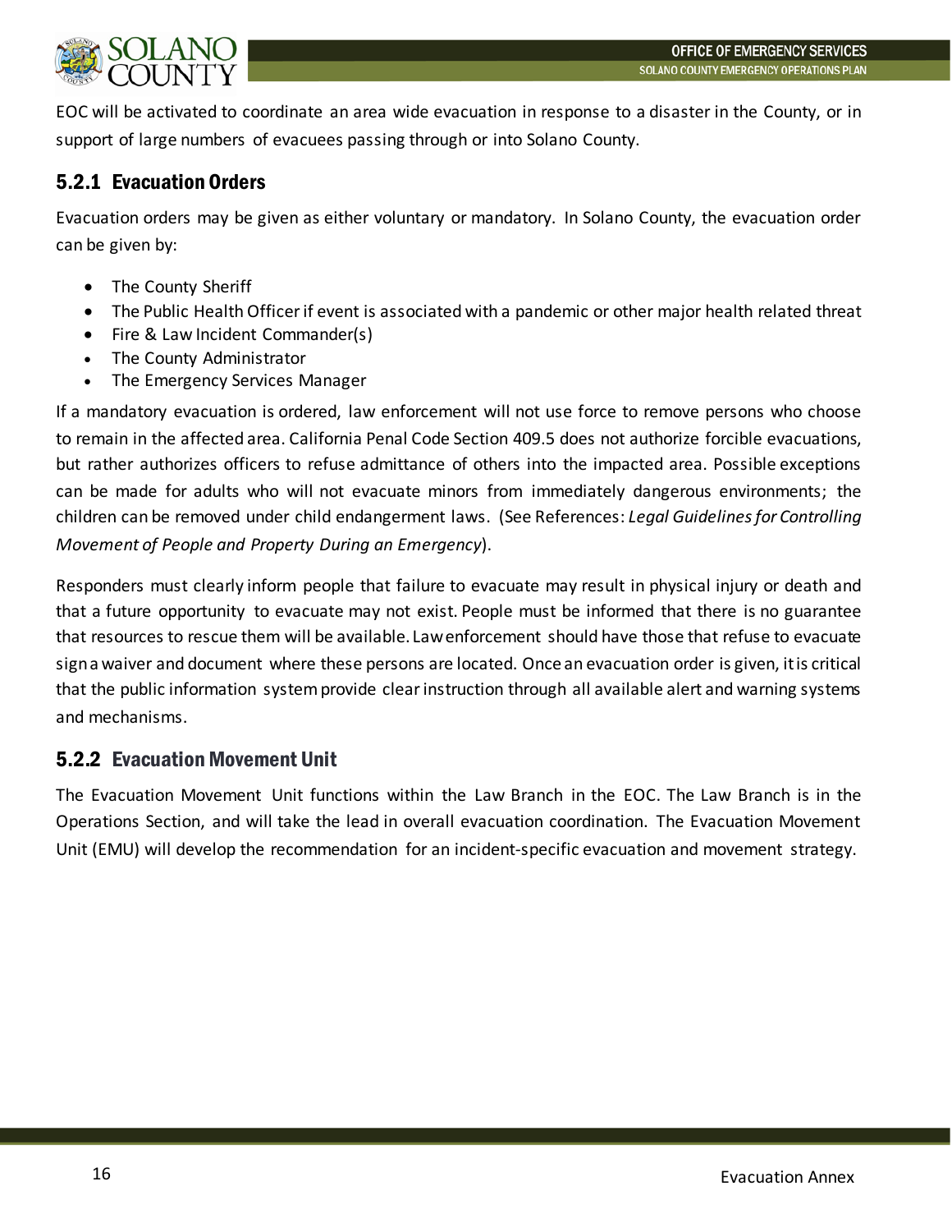EOC will be activated to coordinate an area wide evacuation in response to a disaster in the County, or in support of large numbers of evacuees passing through or into Solano County.

### 5.2.1 Evacuation Orders

Evacuation orders may be given as either voluntary or mandatory. In Solano County, the evacuation order can be given by:

- The County Sheriff
- The Public Health Officer if event is associated with a pandemic or other major health related threat
- Fire & Law Incident Commander(s)
- The County Administrator
- The Emergency Services Manager

If a mandatory evacuation is ordered, law enforcement will not use force to remove persons who choose to remain in the affected area. California Penal Code Section 409.5 does not authorize forcible evacuations, but rather authorizes officers to refuse admittance of others into the impacted area. Possible exceptions can be made for adults who will not evacuate minors from immediately dangerous environments; the children can be removed under child endangerment laws. (See References: *Legal Guidelines for Controlling Movement of People and Property During an Emergency*).

Responders must clearly inform people that failure to evacuate may result in physical injury or death and that a future opportunity to evacuate may not exist. People must be informed that there is no guarantee that resources to rescue them will be available. Law enforcement should have those that refuse to evacuate sign a waiver and document where these persons are located. Once an evacuation order is given, it is critical that the public information system provide clear instruction through all available alert and warning systems and mechanisms.

### 5.2.2 Evacuation Movement Unit

The Evacuation Movement Unit functions within the Law Branch in the EOC. The Law Branch is in the Operations Section, and will take the lead in overall evacuation coordination. The Evacuation Movement Unit (EMU) will develop the recommendation for an incident-specific evacuation and movement strategy.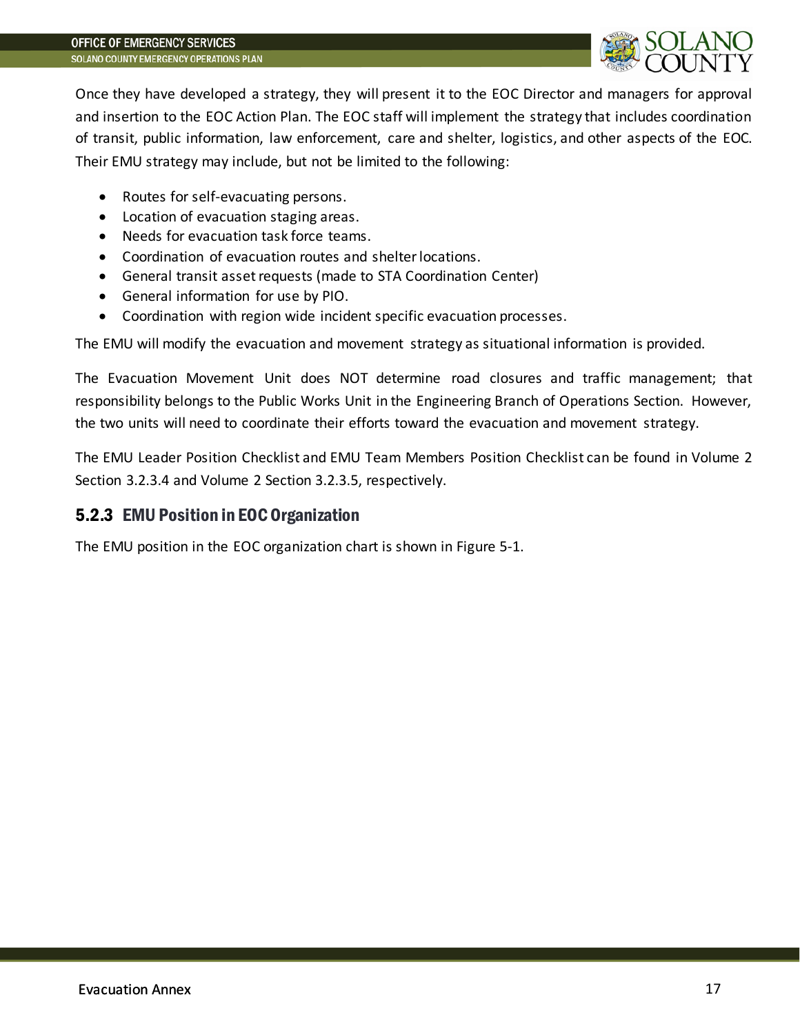Once they have developed a strategy, they will present it to the EOC Director and managers for approval and insertion to the EOC Action Plan. The EOC staff will implement the strategy that includes coordination of transit, public information, law enforcement, care and shelter, logistics, and other aspects of the EOC. Their EMU strategy may include, but not be limited to the following:

- Routes for self-evacuating persons.
- Location of evacuation staging areas.
- Needs for evacuation task force teams.
- Coordination of evacuation routes and shelter locations.
- General transit asset requests (made to STA Coordination Center)
- General information for use by PIO.
- Coordination with region wide incident specific evacuation processes.

The EMU will modify the evacuation and movement strategy as situational information is provided.

The Evacuation Movement Unit does NOT determine road closures and traffic management; that responsibility belongs to the Public Works Unit in the Engineering Branch of Operations Section. However, the two units will need to coordinate their efforts toward the evacuation and movement strategy.

The EMU Leader Position Checklist and EMU Team Members Position Checklist can be found in Volume 2 Section 3.2.3.4 and Volume 2 Section 3.2.3.5, respectively.

### 5.2.3 EMU Position in EOC Organization

The EMU position in the EOC organization chart is shown in Figure 5-1.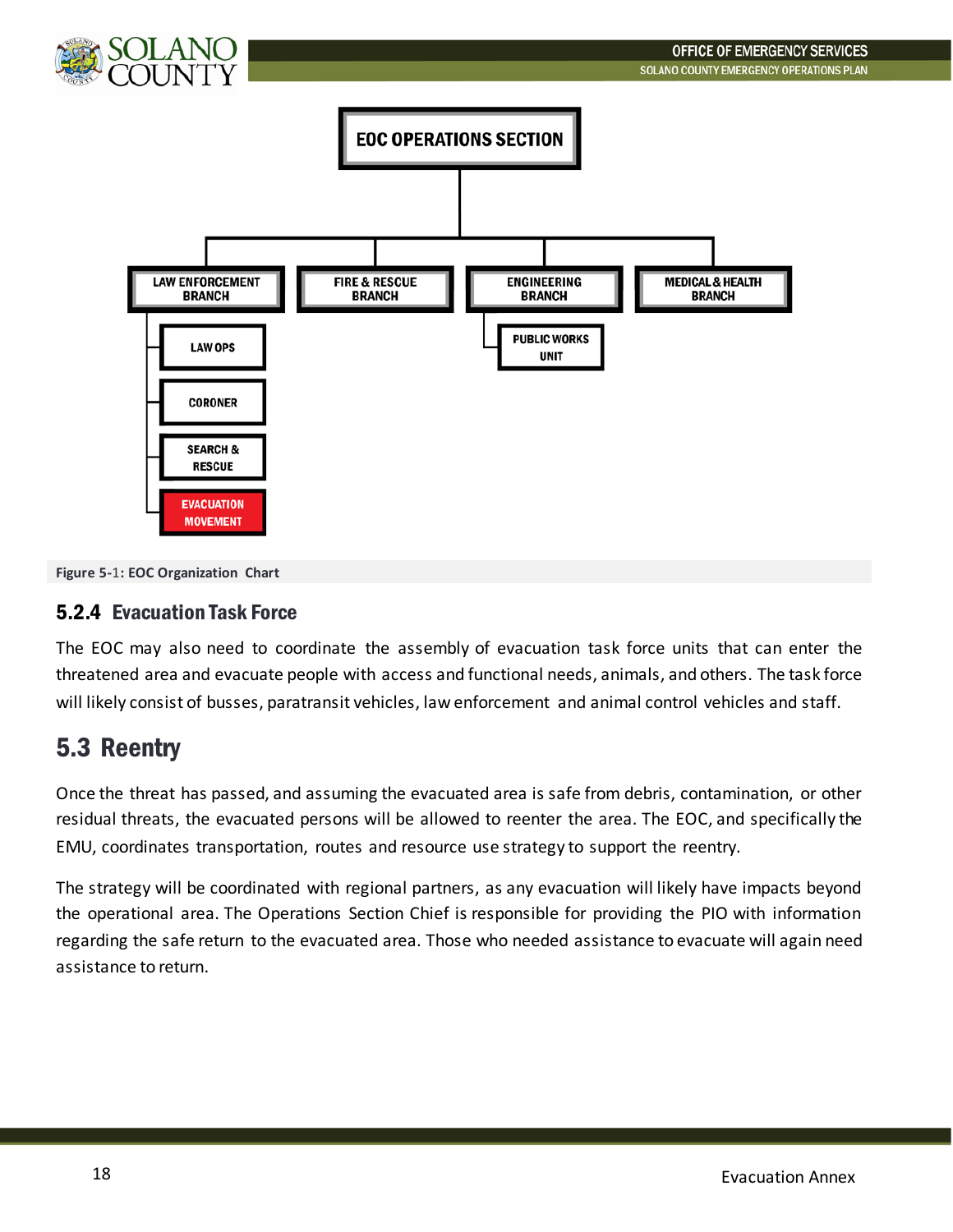EOC OPERATIONS SECTION

- LAW ENFORCEMENT BRANCH
  - LAW OPS
  - CORONER
  - SEARCH & RESCUE
  - EVACUATION MOVEMENT
- FIRE & RESCUE BRANCH
- ENGINEERING BRANCH
  - PUBLIC WORKS UNIT
- MEDICAL & HEALTH BRANCH

**Figure 5-1: EOC Organization Chart**

### 5.2.4 Evacuation Task Force

The EOC may also need to coordinate the assembly of evacuation task force units that can enter the threatened area and evacuate people with access and functional needs, animals, and others. The task force will likely consist of busses, paratransit vehicles, law enforcement and animal control vehicles and staff.

## 5.3 Reentry

Once the threat has passed, and assuming the evacuated area is safe from debris, contamination, or other residual threats, the evacuated persons will be allowed to reenter the area. The EOC, and specifically the EMU, coordinates transportation, routes and resource use strategy to support the reentry.

The strategy will be coordinated with regional partners, as any evacuation will likely have impacts beyond the operational area. The Operations Section Chief is responsible for providing the PIO with information regarding the safe return to the evacuated area. Those who needed assistance to evacuate will again need assistance to return.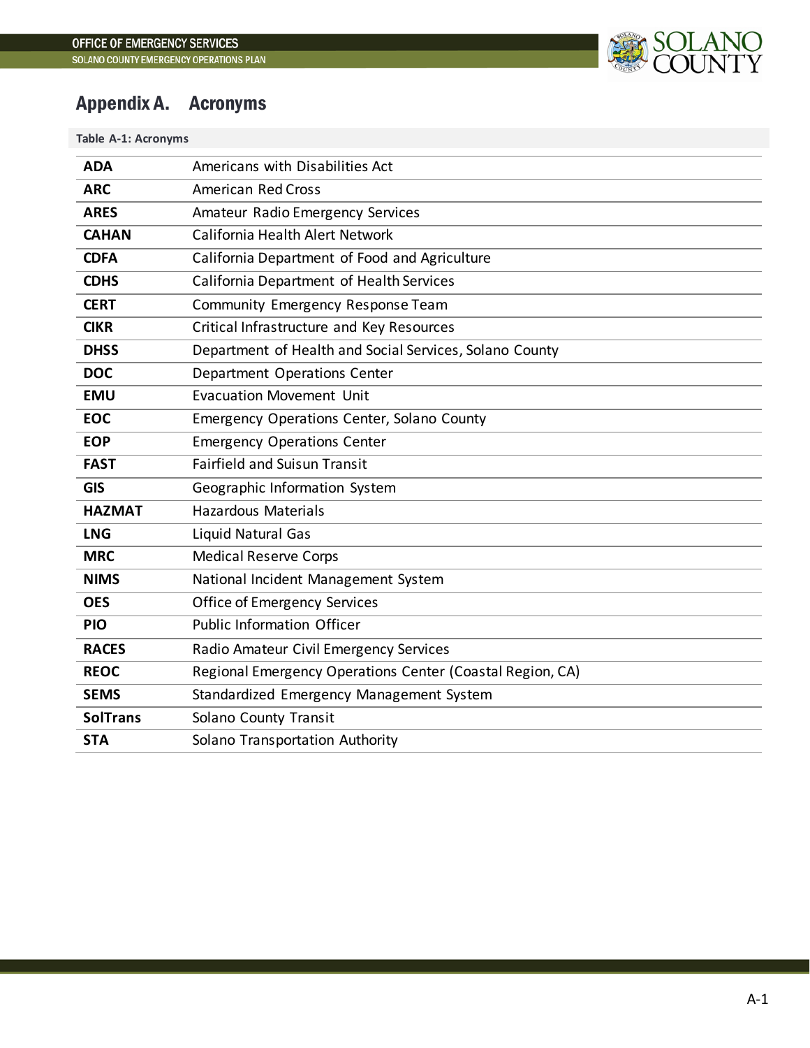# Appendix A. Acronyms

Table A-1: Acronyms

| | |
|---|---|
| **ADA** | Americans with Disabilities Act |
| **ARC** | American Red Cross |
| **ARES** | Amateur Radio Emergency Services |
| **CAHAN** | California Health Alert Network |
| **CDFA** | California Department of Food and Agriculture |
| **CDHS** | California Department of Health Services |
| **CERT** | Community Emergency Response Team |
| **CIKR** | Critical Infrastructure and Key Resources |
| **DHSS** | Department of Health and Social Services, Solano County |
| **DOC** | Department Operations Center |
| **EMU** | Evacuation Movement Unit |
| **EOC** | Emergency Operations Center, Solano County |
| **EOP** | Emergency Operations Center |
| **FAST** | Fairfield and Suisun Transit |
| **GIS** | Geographic Information System |
| **HAZMAT** | Hazardous Materials |
| **LNG** | Liquid Natural Gas |
| **MRC** | Medical Reserve Corps |
| **NIMS** | National Incident Management System |
| **OES** | Office of Emergency Services |
| **PIO** | Public Information Officer |
| **RACES** | Radio Amateur Civil Emergency Services |
| **REOC** | Regional Emergency Operations Center (Coastal Region, CA) |
| **SEMS** | Standardized Emergency Management System |
| **SolTrans** | Solano County Transit |
| **STA** | Solano Transportation Authority |